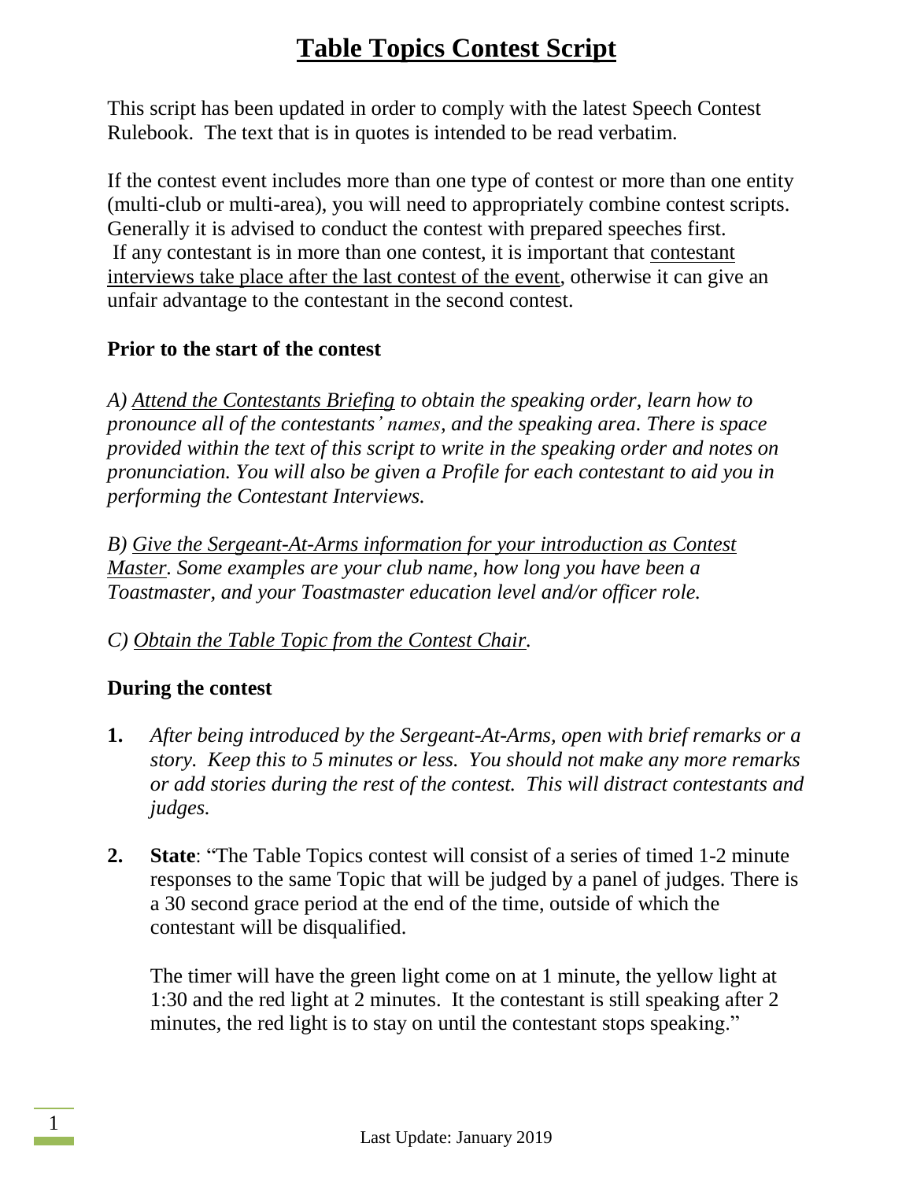# Table Topics Contest Script

This script has been updated in order to comply with the latest Speech Contest Rulebook. The text that is in quotes is intended to be read verbatim.

If the contest event includes more than one type of contest or more than one entity (multi-club or multi-area), you will need to appropriately combine contest scripts. Generally it is advised to conduct the contest with prepared speeches first. If any contestant is in more than one contest, it is important that contestant interviews take place after the last contest of the event, otherwise it can give an unfair advantage to the contestant in the second contest.

**Prior to the start of the contest**

*A) Attend the Contestants Briefing to obtain the speaking order, learn how to pronounce all of the contestants' names, and the speaking area. There is space provided within the text of this script to write in the speaking order and notes on pronunciation. You will also be given a Profile for each contestant to aid you in performing the Contestant Interviews.*

*B) Give the Sergeant-At-Arms information for your introduction as Contest Master. Some examples are your club name, how long you have been a Toastmaster, and your Toastmaster education level and/or officer role.*

*C) Obtain the Table Topic from the Contest Chair.*

**During the contest**

1. *After being introduced by the Sergeant-At-Arms, open with brief remarks or a story. Keep this to 5 minutes or less. You should not make any more remarks or add stories during the rest of the contest. This will distract contestants and judges.*

2. **State**: "The Table Topics contest will consist of a series of timed 1-2 minute responses to the same Topic that will be judged by a panel of judges. There is a 30 second grace period at the end of the time, outside of which the contestant will be disqualified.

   The timer will have the green light come on at 1 minute, the yellow light at 1:30 and the red light at 2 minutes. It the contestant is still speaking after 2 minutes, the red light is to stay on until the contestant stops speaking."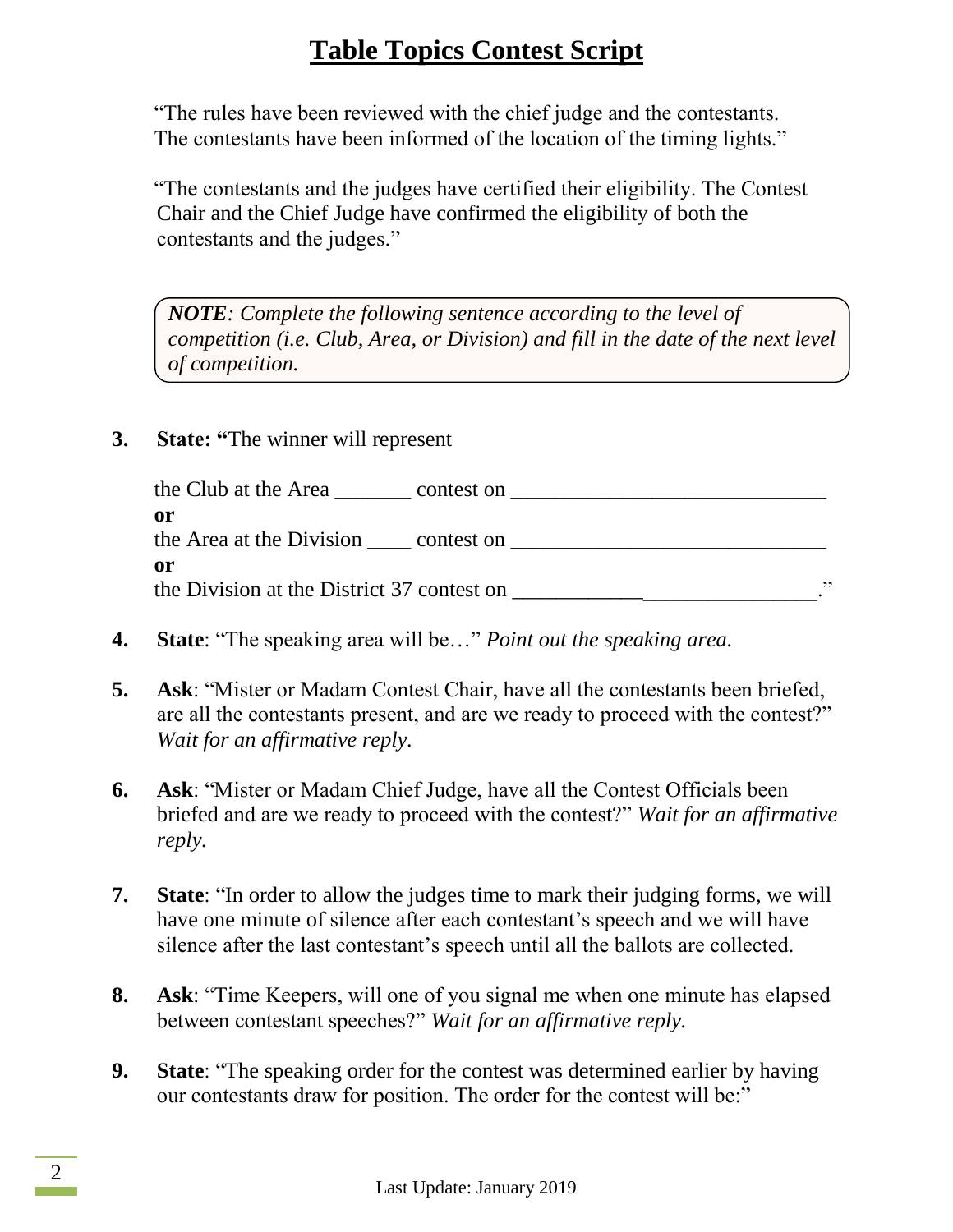# Table Topics Contest Script

"The rules have been reviewed with the chief judge and the contestants. The contestants have been informed of the location of the timing lights."

"The contestants and the judges have certified their eligibility. The Contest Chair and the Chief Judge have confirmed the eligibility of both the contestants and the judges."

> ***NOTE****: Complete the following sentence according to the level of competition (i.e. Club, Area, or Division) and fill in the date of the next level of competition.*

3. **State: "**The winner will represent

   the Club at the Area _______ contest on _____________________________
   **or**
   the Area at the Division ____ contest on _____________________________
   **or**
   the Division at the District 37 contest on _____________________________."

4. **State**: "The speaking area will be…" *Point out the speaking area.*

5. **Ask**: "Mister or Madam Contest Chair, have all the contestants been briefed, are all the contestants present, and are we ready to proceed with the contest?" *Wait for an affirmative reply.*

6. **Ask**: "Mister or Madam Chief Judge, have all the Contest Officials been briefed and are we ready to proceed with the contest?" *Wait for an affirmative reply.*

7. **State**: "In order to allow the judges time to mark their judging forms, we will have one minute of silence after each contestant's speech and we will have silence after the last contestant's speech until all the ballots are collected.

8. **Ask**: "Time Keepers, will one of you signal me when one minute has elapsed between contestant speeches?" *Wait for an affirmative reply.*

9. **State**: "The speaking order for the contest was determined earlier by having our contestants draw for position. The order for the contest will be:"

Last Update: January 2019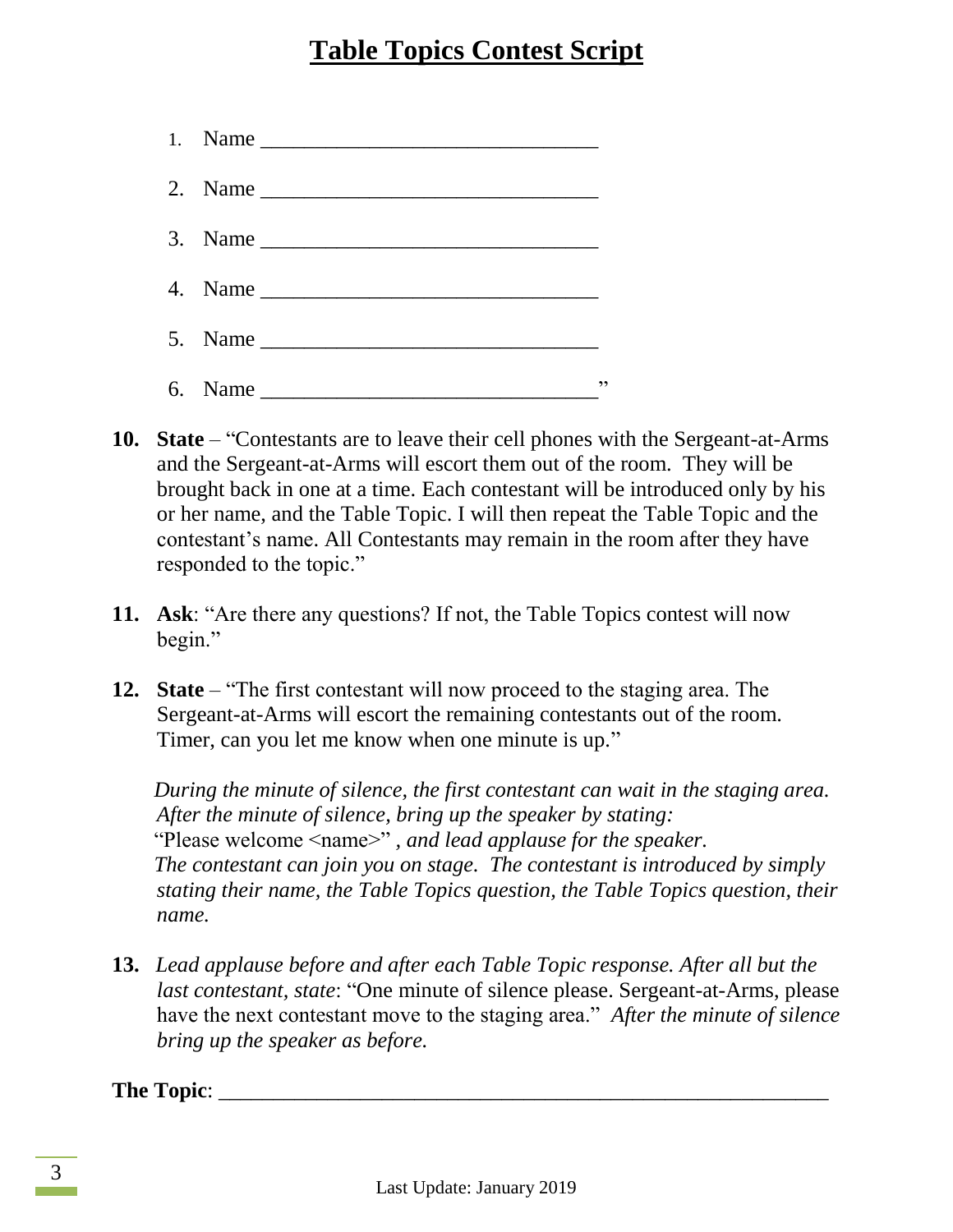# Table Topics Contest Script

1. Name ______________________________
2. Name ______________________________
3. Name ______________________________
4. Name ______________________________
5. Name ______________________________
6. Name ______________________________"

**10.** **State** – "Contestants are to leave their cell phones with the Sergeant-at-Arms and the Sergeant-at-Arms will escort them out of the room. They will be brought back in one at a time. Each contestant will be introduced only by his or her name, and the Table Topic. I will then repeat the Table Topic and the contestant's name. All Contestants may remain in the room after they have responded to the topic."

**11.** **Ask**: "Are there any questions? If not, the Table Topics contest will now begin."

**12.** **State** – "The first contestant will now proceed to the staging area. The Sergeant-at-Arms will escort the remaining contestants out of the room. Timer, can you let me know when one minute is up."

*During the minute of silence, the first contestant can wait in the staging area. After the minute of silence, bring up the speaker by stating:* "Please welcome <name>" *, and lead applause for the speaker. The contestant can join you on stage. The contestant is introduced by simply stating their name, the Table Topics question, the Table Topics question, their name.*

**13.** *Lead applause before and after each Table Topic response. After all but the last contestant, state*: "One minute of silence please. Sergeant-at-Arms, please have the next contestant move to the staging area." *After the minute of silence bring up the speaker as before.*

**The Topic**: ________________________________________________________

Last Update: January 2019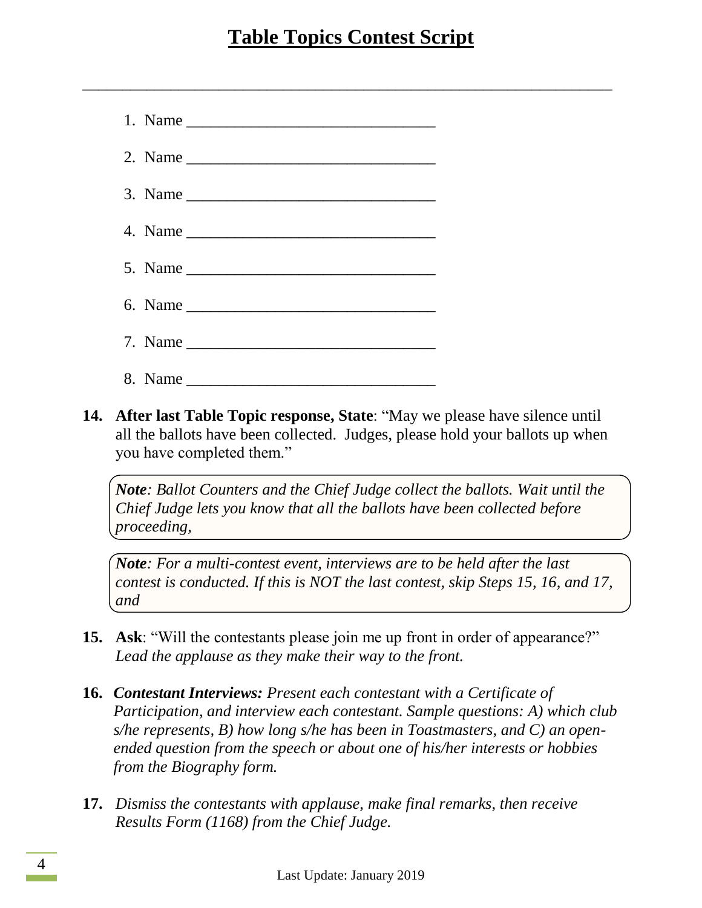# Table Topics Contest Script

---

1. Name ______________________________
2. Name ______________________________
3. Name ______________________________
4. Name ______________________________
5. Name ______________________________
6. Name ______________________________
7. Name ______________________________
8. Name ______________________________

**14. After last Table Topic response, State**: "May we please have silence until all the ballots have been collected. Judges, please hold your ballots up when you have completed them."

> ***Note****: Ballot Counters and the Chief Judge collect the ballots. Wait until the Chief Judge lets you know that all the ballots have been collected before proceeding,*

> ***Note****: For a multi-contest event, interviews are to be held after the last contest is conducted. If this is NOT the last contest, skip Steps 15, 16, and 17, and*

**15. Ask**: "Will the contestants please join me up front in order of appearance?" *Lead the applause as they make their way to the front.*

**16.** ***Contestant Interviews:*** *Present each contestant with a Certificate of Participation, and interview each contestant. Sample questions: A) which club s/he represents, B) how long s/he has been in Toastmasters, and C) an open-ended question from the speech or about one of his/her interests or hobbies from the Biography form.*

**17.** *Dismiss the contestants with applause, make final remarks, then receive Results Form (1168) from the Chief Judge.*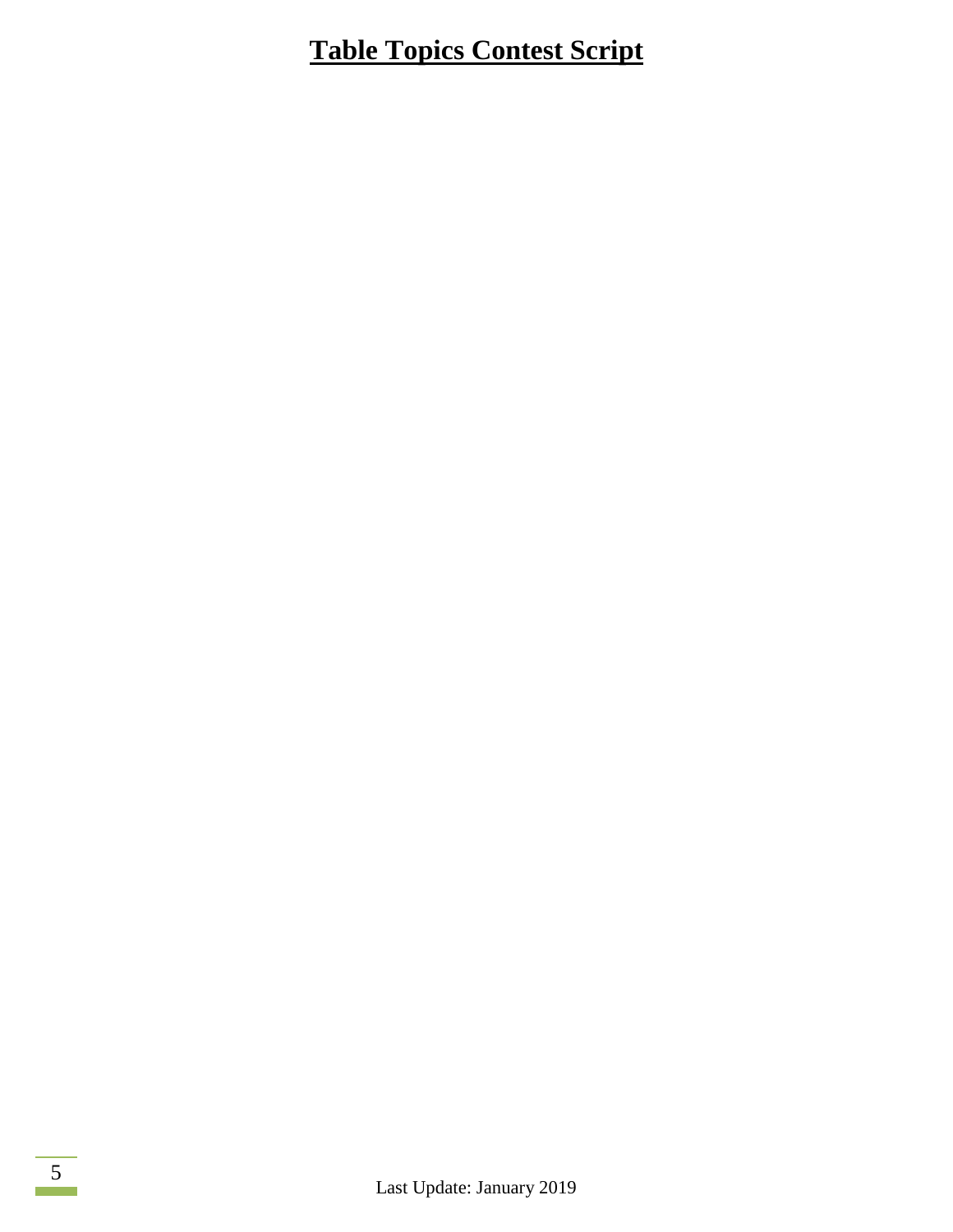# **Table Topics Contest Script**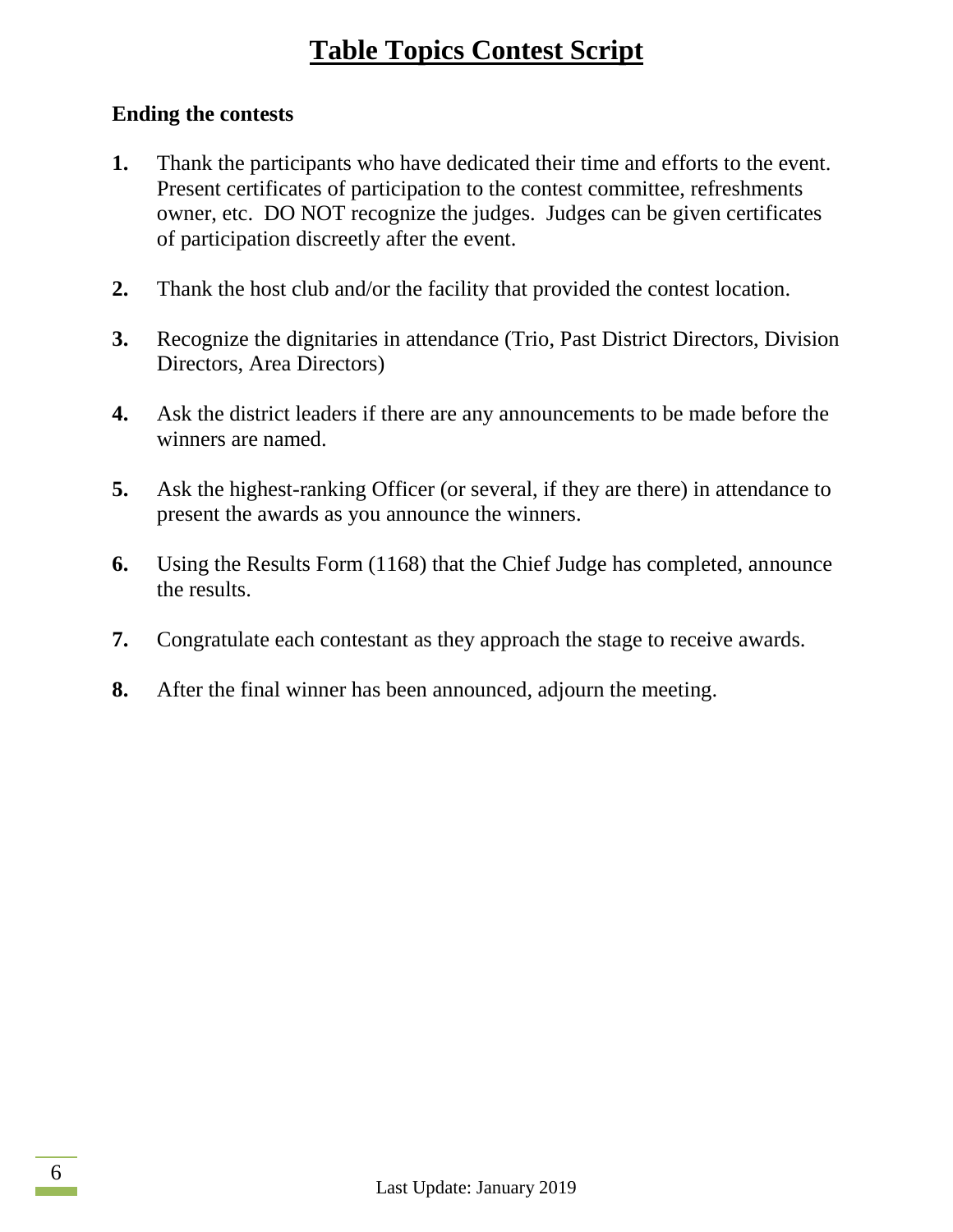# Table Topics Contest Script

**Ending the contests**

1. Thank the participants who have dedicated their time and efforts to the event. Present certificates of participation to the contest committee, refreshments owner, etc. DO NOT recognize the judges. Judges can be given certificates of participation discreetly after the event.

2. Thank the host club and/or the facility that provided the contest location.

3. Recognize the dignitaries in attendance (Trio, Past District Directors, Division Directors, Area Directors)

4. Ask the district leaders if there are any announcements to be made before the winners are named.

5. Ask the highest-ranking Officer (or several, if they are there) in attendance to present the awards as you announce the winners.

6. Using the Results Form (1168) that the Chief Judge has completed, announce the results.

7. Congratulate each contestant as they approach the stage to receive awards.

8. After the final winner has been announced, adjourn the meeting.

Last Update: January 2019